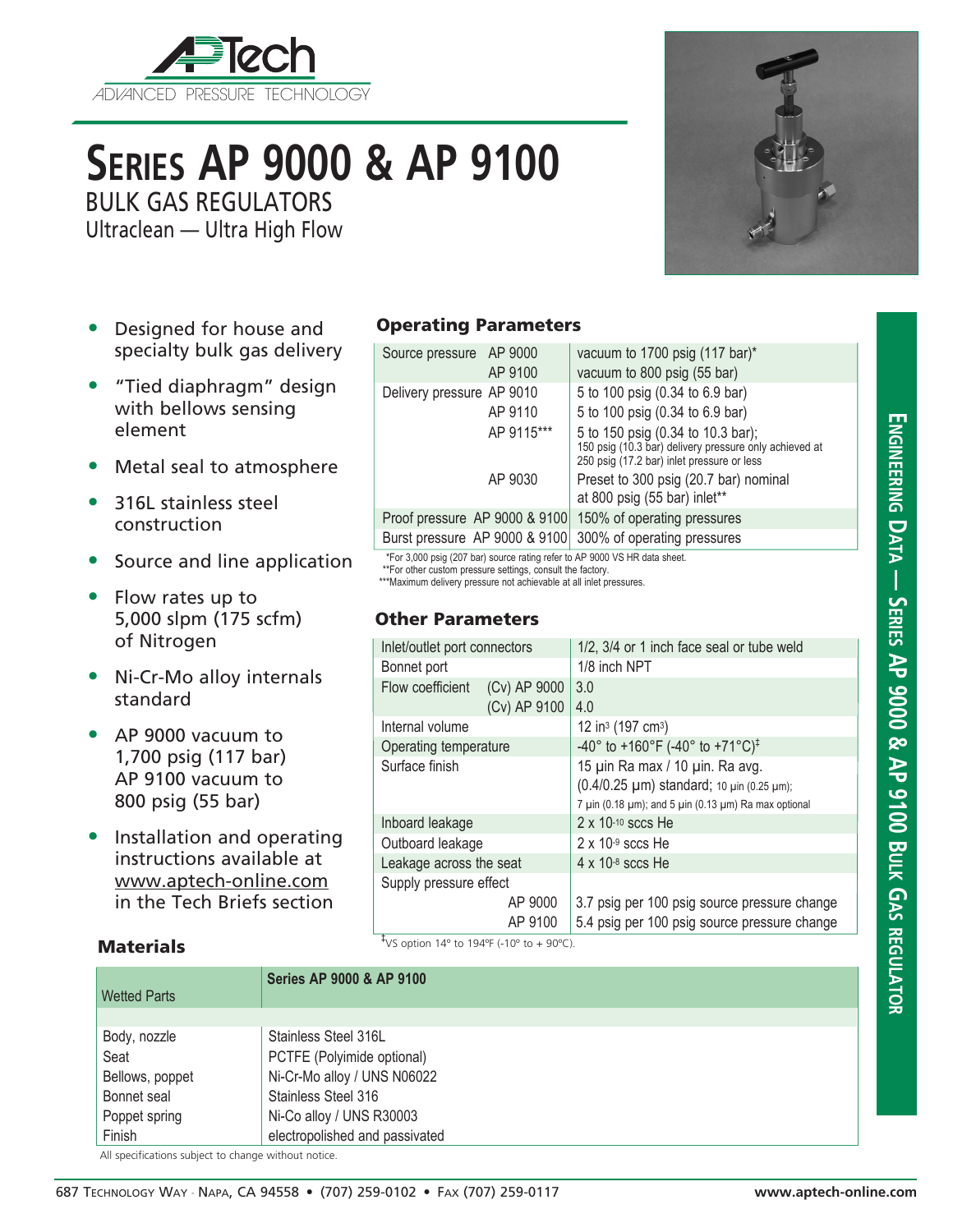APTech ADVANCED PRESSURE TECHNOLOGY

# SERIES AP 9000 & AP 9100

## BULK GAS REGULATORS

Ultraclean — Ultra High Flow

- Designed for house and specialty bulk gas delivery
- "Tied diaphragm" design with bellows sensing element
- Metal seal to atmosphere
- 316L stainless steel construction
- Source and line application
- Flow rates up to 5,000 slpm (175 scfm) of Nitrogen
- Ni-Cr-Mo alloy internals standard
- AP 9000 vacuum to 1,700 psig (117 bar)
  AP 9100 vacuum to 800 psig (55 bar)
- Installation and operating instructions available at www.aptech-online.com in the Tech Briefs section

### Operating Parameters

| | | |
|---|---|---|
| Source pressure | AP 9000 | vacuum to 1700 psig (117 bar)* |
| | AP 9100 | vacuum to 800 psig (55 bar) |
| Delivery pressure | AP 9010 | 5 to 100 psig (0.34 to 6.9 bar) |
| | AP 9110 | 5 to 100 psig (0.34 to 6.9 bar) |
| | AP 9115*** | 5 to 150 psig (0.34 to 10.3 bar); 150 psig (10.3 bar) delivery pressure only achieved at 250 psig (17.2 bar) inlet pressure or less |
| | AP 9030 | Preset to 300 psig (20.7 bar) nominal at 800 psig (55 bar) inlet** |
| Proof pressure | AP 9000 & 9100 | 150% of operating pressures |
| Burst pressure | AP 9000 & 9100 | 300% of operating pressures |

*For 3,000 psig (207 bar) source rating refer to AP 9000 VS HR data sheet.
**For other custom pressure settings, consult the factory.
***Maximum delivery pressure not achievable at all inlet pressures.

### Other Parameters

| | | |
|---|---|---|
| Inlet/outlet port connectors | | 1/2, 3/4 or 1 inch face seal or tube weld |
| Bonnet port | | 1/8 inch NPT |
| Flow coefficient | (Cv) AP 9000 | 3.0 |
| | (Cv) AP 9100 | 4.0 |
| Internal volume | | 12 in³ (197 cm³) |
| Operating temperature | | -40° to +160°F (-40° to +71°C)‡ |
| Surface finish | | 15 µin Ra max / 10 µin. Ra avg. (0.4/0.25 µm) standard; 10 µin (0.25 µm); 7 µin (0.18 µm); and 5 µin (0.13 µm) Ra max optional |
| Inboard leakage | | $2 \times 10^{-10}$ sccs He |
| Outboard leakage | | $2 \times 10^{-9}$ sccs He |
| Leakage across the seat | | $4 \times 10^{-8}$ sccs He |
| Supply pressure effect | | |
| | AP 9000 | 3.7 psig per 100 psig source pressure change |
| | AP 9100 | 5.4 psig per 100 psig source pressure change |

‡VS option 14° to 194°F (-10° to + 90°C).

### Materials

| Wetted Parts | Series AP 9000 & AP 9100 |
|---|---|
| Body, nozzle | Stainless Steel 316L |
| Seat | PCTFE (Polyimide optional) |
| Bellows, poppet | Ni-Cr-Mo alloy / UNS N06022 |
| Bonnet seal | Stainless Steel 316 |
| Poppet spring | Ni-Co alloy / UNS R30003 |
| Finish | electropolished and passivated |

All specifications subject to change without notice.

ENGINEERING DATA — SERIES AP 9000 & AP 9100 BULK GAS REGULATOR

687 TECHNOLOGY WAY · NAPA, CA 94558 • (707) 259-0102 • FAX (707) 259-0117 www.aptech-online.com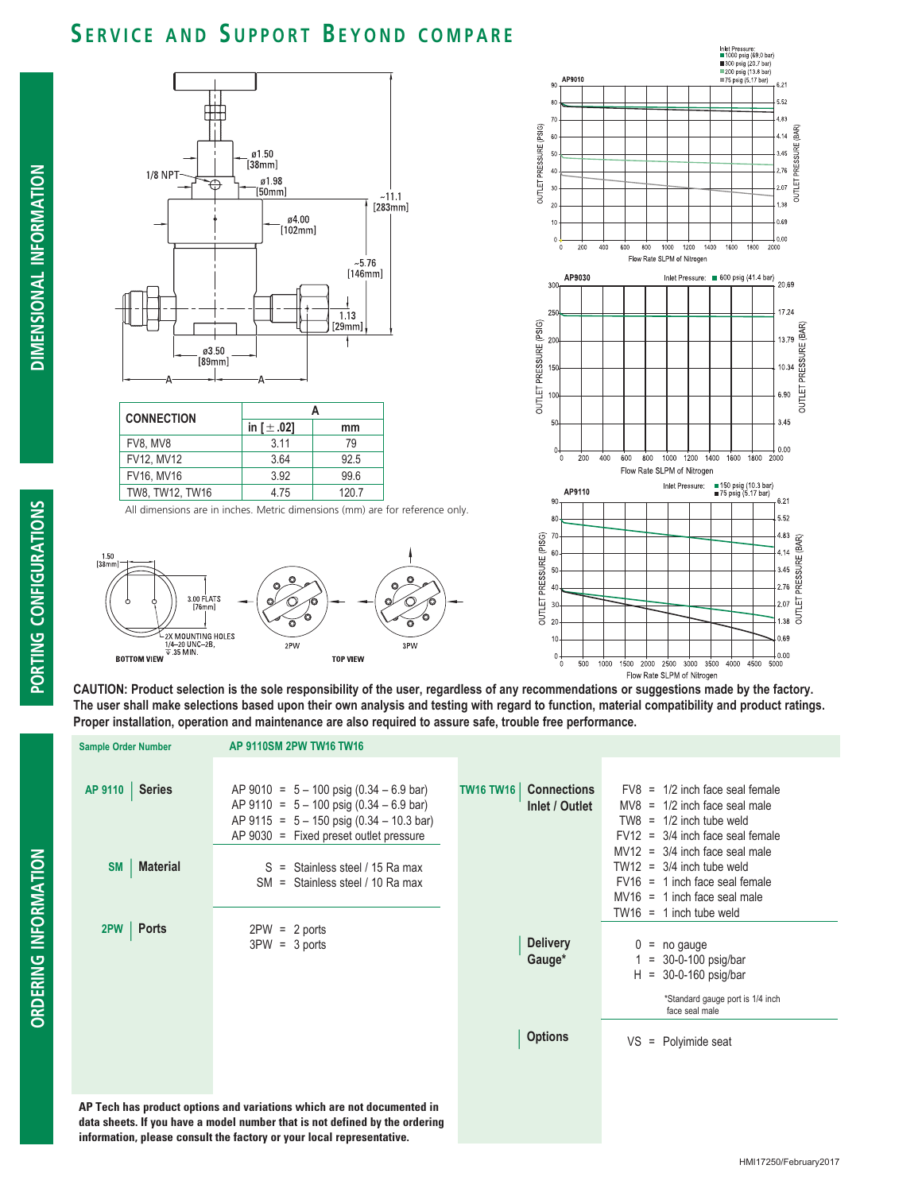# Service and Support Beyond Compare

## Dimensional Information

1/8 NPT

ø1.50 [38mm]

ø1.98 [50mm]

~11.1 [283mm]

ø4.00 [102mm]

~5.76 [146mm]

1.13 [29mm]

ø3.50 [89mm]

A A

| CONNECTION | A | |
|---|---|---|
| | in [±.02] | mm |
| FV8, MV8 | 3.11 | 79 |
| FV12, MV12 | 3.64 | 92.5 |
| FV16, MV16 | 3.92 | 99.6 |
| TW8, TW12, TW16 | 4.75 | 120.7 |

All dimensions are in inches. Metric dimensions (mm) are for reference only.

## Porting Configurations

1.50 [38mm]

3.00 FLATS [76mm]

2X MOUNTING HOLES 1/4–20 UNC–2B, ⊽.35 MIN.

BOTTOM VIEW

2PW

3PW

TOP VIEW

AP9010

Inlet Pressure:
1000 psig (69.0 bar)
300 psig (20.7 bar)
200 psig (13.8 bar)
75 psig (5.17 bar)

OUTLET PRESSURE (PSIG)

OUTLET PRESSURE (BAR)

Flow Rate SLPM of Nitrogen

AP9030

Inlet Pressure: 600 psig (41.4 bar)

OUTLET PRESSURE (PSIG)

OUTLET PRESSURE (BAR)

Flow Rate SLPM of Nitrogen

AP9110

Inlet Pressure: 150 psig (10.3 bar) 75 psig (5.17 bar)

OUTLET PRESSURE (PSIG)

OUTLET PRESSURE (BAR)

Flow Rate SLPM of Nitrogen

**CAUTION: Product selection is the sole responsibility of the user, regardless of any recommendations or suggestions made by the factory. The user shall make selections based upon their own analysis and testing with regard to function, material compatibility and product ratings. Proper installation, operation and maintenance are also required to assure safe, trouble free performance.**

## Ordering Information

**Sample Order Number:** AP 9110SM 2PW TW16 TW16

**AP 9110 | Series**

- AP 9010 = 5 – 100 psig (0.34 – 6.9 bar)
- AP 9110 = 5 – 100 psig (0.34 – 6.9 bar)
- AP 9115 = 5 – 150 psig (0.34 – 10.3 bar)
- AP 9030 = Fixed preset outlet pressure

**SM | Material**

- S = Stainless steel / 15 Ra max
- SM = Stainless steel / 10 Ra max

**2PW | Ports**

- 2PW = 2 ports
- 3PW = 3 ports

**TW16 TW16 | Connections Inlet / Outlet**

- FV8 = 1/2 inch face seal female
- MV8 = 1/2 inch face seal male
- TW8 = 1/2 inch tube weld
- FV12 = 3/4 inch face seal female
- MV12 = 3/4 inch face seal male
- TW12 = 3/4 inch tube weld
- FV16 = 1 inch face seal female
- MV16 = 1 inch face seal male
- TW16 = 1 inch tube weld

**Delivery Gauge***

- 0 = no gauge
- 1 = 30-0-100 psig/bar
- H = 30-0-160 psig/bar

*Standard gauge port is 1/4 inch face seal male

**Options**

- VS = Polyimide seat

**AP Tech has product options and variations which are not documented in data sheets. If you have a model number that is not defined by the ordering information, please consult the factory or your local representative.**

HMI17250/February2017